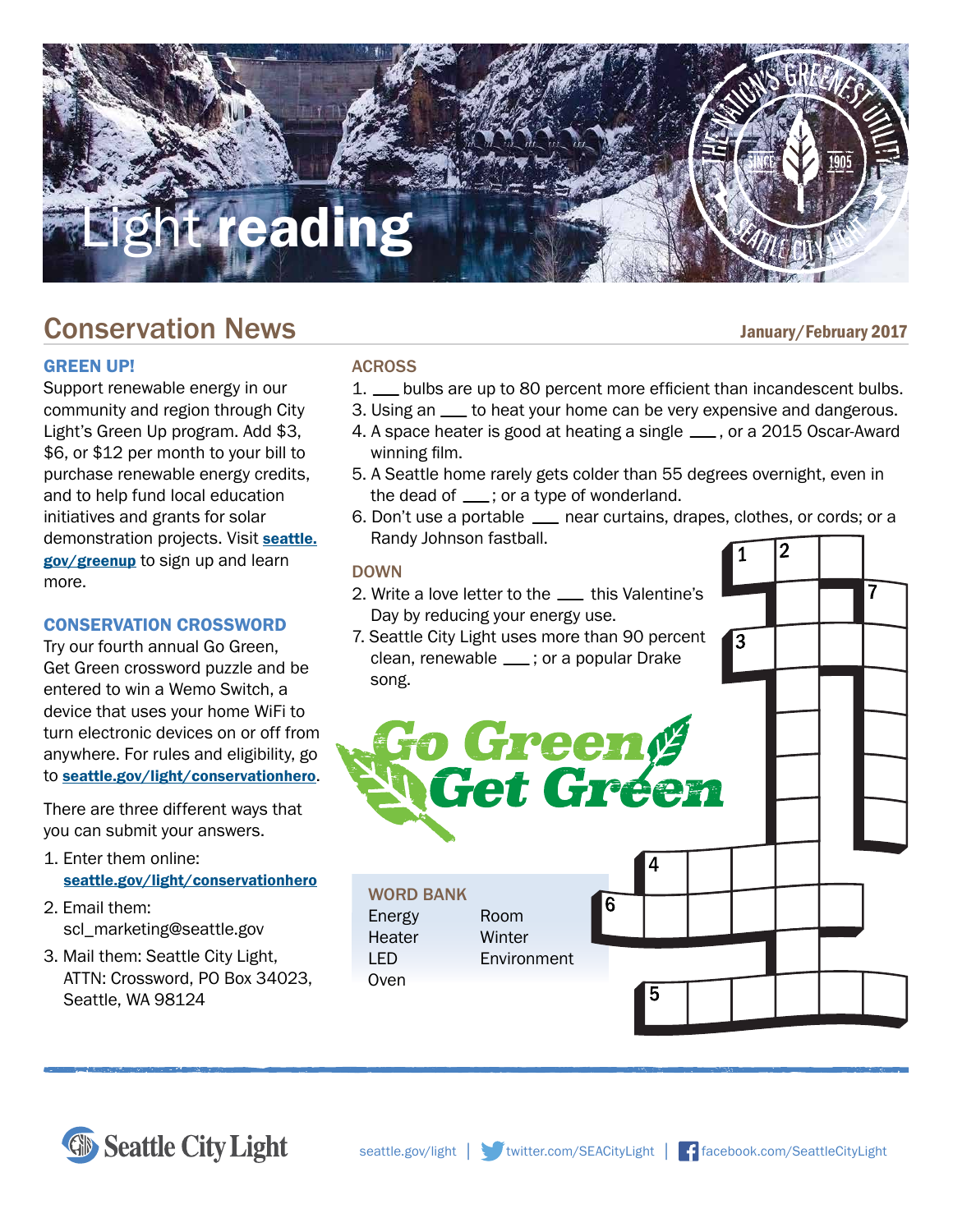# Light reading

## Conservation News

January/February 2017

### GREEN UP!

Support renewable energy in our community and region through City Light's Green Up program. Add $3, $6, or $12 per month to your bill to purchase renewable energy credits, and to help fund local education initiatives and grants for solar demonstration projects. Visit **seattle.gov/greenup** to sign up and learn more.

### CONSERVATION CROSSWORD

Try our fourth annual Go Green, Get Green crossword puzzle and be entered to win a Wemo Switch, a device that uses your home WiFi to turn electronic devices on or off from anywhere. For rules and eligibility, go to **seattle.gov/light/conservationhero**.

There are three different ways that you can submit your answers.

1. Enter them online: **seattle.gov/light/conservationhero**
2. Email them: scl_marketing@seattle.gov
3. Mail them: Seattle City Light, ATTN: Crossword, PO Box 34023, Seattle, WA 98124

### ACROSS

1. ___ bulbs are up to 80 percent more efficient than incandescent bulbs.
3. Using an ___ to heat your home can be very expensive and dangerous.
4. A space heater is good at heating a single ___, or a 2015 Oscar-Award winning film.
5. A Seattle home rarely gets colder than 55 degrees overnight, even in the dead of ___; or a type of wonderland.
6. Don't use a portable ___ near curtains, drapes, clothes, or cords; or a Randy Johnson fastball.

### DOWN

2. Write a love letter to the ___ this Valentine's Day by reducing your energy use.
7. Seattle City Light uses more than 90 percent clean, renewable ___; or a popular Drake song.

**Go Green Get Green**

### WORD BANK

Energy
Heater
LED
Oven
Room
Winter
Environment

Seattle City Light

seattle.gov/light | twitter.com/SEACityLight | facebook.com/SeattleCityLight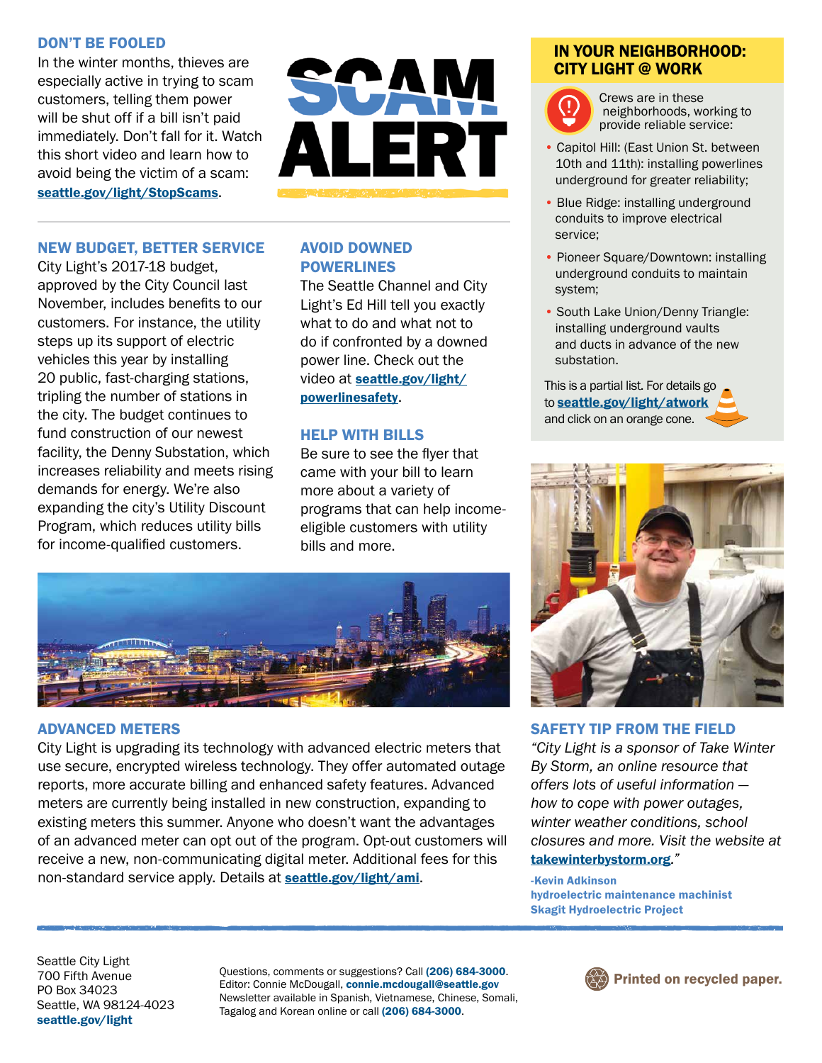## DON'T BE FOOLED

In the winter months, thieves are especially active in trying to scam customers, telling them power will be shut off if a bill isn't paid immediately. Don't fall for it. Watch this short video and learn how to avoid being the victim of a scam: **seattle.gov/light/StopScams**.

SCAM ALERT

## NEW BUDGET, BETTER SERVICE

City Light's 2017-18 budget, approved by the City Council last November, includes benefits to our customers. For instance, the utility steps up its support of electric vehicles this year by installing 20 public, fast-charging stations, tripling the number of stations in the city. The budget continues to fund construction of our newest facility, the Denny Substation, which increases reliability and meets rising demands for energy. We're also expanding the city's Utility Discount Program, which reduces utility bills for income-qualified customers.

## AVOID DOWNED POWERLINES

The Seattle Channel and City Light's Ed Hill tell you exactly what to do and what not to do if confronted by a downed power line. Check out the video at **seattle.gov/light/powerlinesafety**.

## HELP WITH BILLS

Be sure to see the flyer that came with your bill to learn more about a variety of programs that can help income-eligible customers with utility bills and more.

## ADVANCED METERS

City Light is upgrading its technology with advanced electric meters that use secure, encrypted wireless technology. They offer automated outage reports, more accurate billing and enhanced safety features. Advanced meters are currently being installed in new construction, expanding to existing meters this summer. Anyone who doesn't want the advantages of an advanced meter can opt out of the program. Opt-out customers will receive a new, non-communicating digital meter. Additional fees for this non-standard service apply. Details at **seattle.gov/light/ami**.

## IN YOUR NEIGHBORHOOD: CITY LIGHT @ WORK

Crews are in these neighborhoods, working to provide reliable service:

- Capitol Hill: (East Union St. between 10th and 11th): installing powerlines underground for greater reliability;
- Blue Ridge: installing underground conduits to improve electrical service;
- Pioneer Square/Downtown: installing underground conduits to maintain system;
- South Lake Union/Denny Triangle: installing underground vaults and ducts in advance of the new substation.

This is a partial list. For details go to **seattle.gov/light/atwork** and click on an orange cone.

## SAFETY TIP FROM THE FIELD

*"City Light is a sponsor of Take Winter By Storm, an online resource that offers lots of useful information — how to cope with power outages, winter weather conditions, school closures and more. Visit the website at* **takewinterbystorm.org***."*

**-Kevin Adkinson**
**hydroelectric maintenance machinist**
**Skagit Hydroelectric Project**

Seattle City Light
700 Fifth Avenue
PO Box 34023
Seattle, WA 98124-4023
**seattle.gov/light**

Questions, comments or suggestions? Call **(206) 684-3000**.
Editor: Connie McDougall, **connie.mcdougall@seattle.gov**
Newsletter available in Spanish, Vietnamese, Chinese, Somali, Tagalog and Korean online or call **(206) 684-3000**.

Printed on recycled paper.